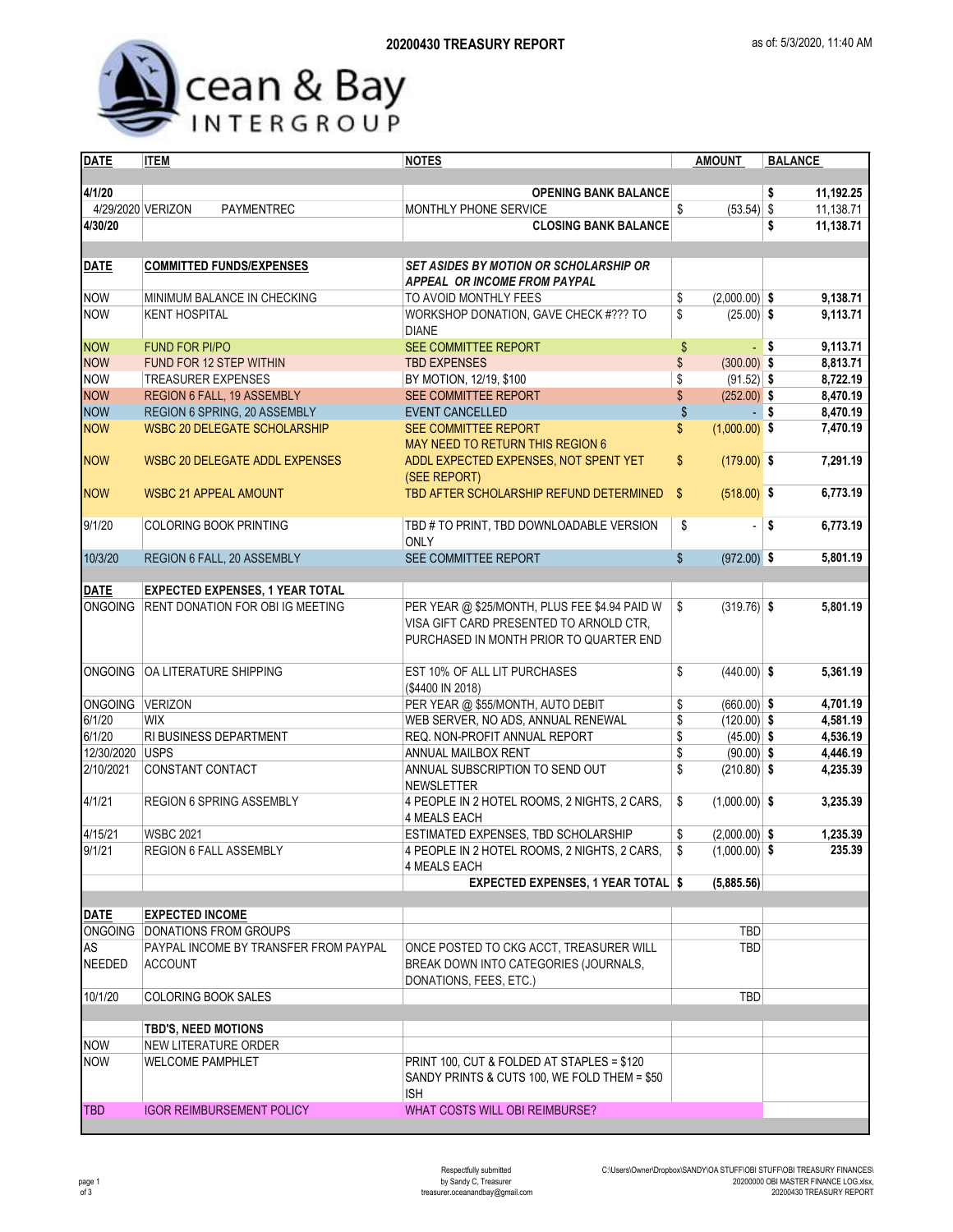# 20200430 TREASURY REPORT

as of: 5/3/2020, 11:40 AM

Ocean & Bay INTERGROUP

| DATE | ITEM | NOTES | AMOUNT | BALANCE |
|---|---|---|---|---|
| | | | | |
| 4/1/20 | | OPENING BANK BALANCE | | $ 11,192.25 |
| 4/29/2020 | VERIZON PAYMENTREC | MONTHLY PHONE SERVICE | $ (53.54) | $ 11,138.71 |
| 4/30/20 | | CLOSING BANK BALANCE | | $ 11,138.71 |
| | | | | |
| DATE | COMMITTED FUNDS/EXPENSES | *SET ASIDES BY MOTION OR SCHOLARSHIP OR APPEAL OR INCOME FROM PAYPAL* | | |
| NOW | MINIMUM BALANCE IN CHECKING | TO AVOID MONTHLY FEES | $ (2,000.00) | $ 9,138.71 |
| NOW | KENT HOSPITAL | WORKSHOP DONATION, GAVE CHECK #??? TO DIANE | $ (25.00) | $ 9,113.71 |
| NOW | FUND FOR PI/PO | SEE COMMITTEE REPORT | $ - | $ 9,113.71 |
| NOW | FUND FOR 12 STEP WITHIN | TBD EXPENSES | $ (300.00) | $ 8,813.71 |
| NOW | TREASURER EXPENSES | BY MOTION, 12/19, $100 | $ (91.52) | $ 8,722.19 |
| NOW | REGION 6 FALL, 19 ASSEMBLY | SEE COMMITTEE REPORT | $ (252.00) | $ 8,470.19 |
| NOW | REGION 6 SPRING, 20 ASSEMBLY | EVENT CANCELLED | $ - | $ 8,470.19 |
| NOW | WSBC 20 DELEGATE SCHOLARSHIP | SEE COMMITTEE REPORT MAY NEED TO RETURN THIS REGION 6 | $ (1,000.00) | $ 7,470.19 |
| NOW | WSBC 20 DELEGATE ADDL EXPENSES | ADDL EXPECTED EXPENSES, NOT SPENT YET (SEE REPORT) | $ (179.00) | $ 7,291.19 |
| NOW | WSBC 21 APPEAL AMOUNT | TBD AFTER SCHOLARSHIP REFUND DETERMINED | $ (518.00) | $ 6,773.19 |
| 9/1/20 | COLORING BOOK PRINTING | TBD # TO PRINT, TBD DOWNLOADABLE VERSION ONLY | $ - | $ 6,773.19 |
| 10/3/20 | REGION 6 FALL, 20 ASSEMBLY | SEE COMMITTEE REPORT | $ (972.00) | $ 5,801.19 |
| | | | | |
| DATE | EXPECTED EXPENSES, 1 YEAR TOTAL | | | |
| ONGOING | RENT DONATION FOR OBI IG MEETING | PER YEAR @ $25/MONTH, PLUS FEE $4.94 PAID W VISA GIFT CARD PRESENTED TO ARNOLD CTR, PURCHASED IN MONTH PRIOR TO QUARTER END | $ (319.76) | $ 5,801.19 |
| ONGOING | OA LITERATURE SHIPPING | EST 10% OF ALL LIT PURCHASES ($4400 IN 2018) | $ (440.00) | $ 5,361.19 |
| ONGOING | VERIZON | PER YEAR @ $55/MONTH, AUTO DEBIT | $ (660.00) | $ 4,701.19 |
| 6/1/20 | WIX | WEB SERVER, NO ADS, ANNUAL RENEWAL | $ (120.00) | $ 4,581.19 |
| 6/1/20 | RI BUSINESS DEPARTMENT | REQ. NON-PROFIT ANNUAL REPORT | $ (45.00) | $ 4,536.19 |
| 12/30/2020 | USPS | ANNUAL MAILBOX RENT | $ (90.00) | $ 4,446.19 |
| 2/10/2021 | CONSTANT CONTACT | ANNUAL SUBSCRIPTION TO SEND OUT NEWSLETTER | $ (210.80) | $ 4,235.39 |
| 4/1/21 | REGION 6 SPRING ASSEMBLY | 4 PEOPLE IN 2 HOTEL ROOMS, 2 NIGHTS, 2 CARS, 4 MEALS EACH | $ (1,000.00) | $ 3,235.39 |
| 4/15/21 | WSBC 2021 | ESTIMATED EXPENSES, TBD SCHOLARSHIP | $ (2,000.00) | $ 1,235.39 |
| 9/1/21 | REGION 6 FALL ASSEMBLY | 4 PEOPLE IN 2 HOTEL ROOMS, 2 NIGHTS, 2 CARS, 4 MEALS EACH | $ (1,000.00) | $ 235.39 |
| | | EXPECTED EXPENSES, 1 YEAR TOTAL | $ (5,885.56) | |
| | | | | |
| DATE | EXPECTED INCOME | | | |
| ONGOING | DONATIONS FROM GROUPS | | TBD | |
| AS NEEDED | PAYPAL INCOME BY TRANSFER FROM PAYPAL ACCOUNT | ONCE POSTED TO CKG ACCT, TREASURER WILL BREAK DOWN INTO CATEGORIES (JOURNALS, DONATIONS, FEES, ETC.) | TBD | |
| 10/1/20 | COLORING BOOK SALES | | TBD | |
| | | | | |
| | TBD'S, NEED MOTIONS | | | |
| NOW | NEW LITERATURE ORDER | | | |
| NOW | WELCOME PAMPHLET | PRINT 100, CUT & FOLDED AT STAPLES = $120 SANDY PRINTS & CUTS 100, WE FOLD THEM = $50 ISH | | |
| TBD | IGOR REIMBURSEMENT POLICY | WHAT COSTS WILL OBI REIMBURSE? | | |

Respectfully submitted
by Sandy C, Treasurer
treasurer.oceanandbay@gmail.com

C:\Users\Owner\Dropbox\SANDY\OA STUFF\OBI STUFF\OBI TREASURY FINANCES\20200000 OBI MASTER FINANCE LOG.xlsx, 20200430 TREASURY REPORT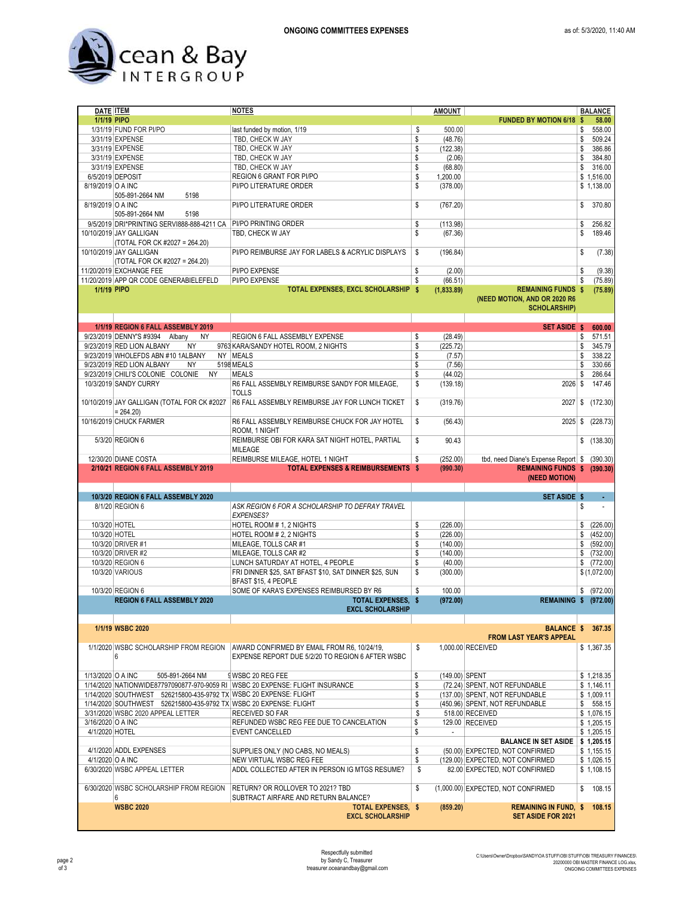**ONGOING COMMITTEES EXPENSES**

as of: 5/3/2020, 11:40 AM

Ocean & Bay INTERGROUP

| DATE | ITEM | NOTES | AMOUNT | | BALANCE |
|---|---|---|---|---|---|
| 1/1/19 | PIPO | | | FUNDED BY MOTION 6/18 | $ 58.00 |
| 1/31/19 | FUND FOR PI/PO | last funded by motion, 1/19 | $ 500.00 | | $ 558.00 |
| 3/31/19 | EXPENSE | TBD, CHECK W JAY | $ (48.76) | | $ 509.24 |
| 3/31/19 | EXPENSE | TBD, CHECK W JAY | $ (122.38) | | $ 386.86 |
| 3/31/19 | EXPENSE | TBD, CHECK W JAY | $ (2.06) | | $ 384.80 |
| 3/31/19 | EXPENSE | TBD, CHECK W JAY | $ (68.80) | | $ 316.00 |
| 6/5/2019 | DEPOSIT | REGION 6 GRANT FOR PI/PO | $ 1,200.00 | | $ 1,516.00 |
| 8/19/2019 | O A INC 505-891-2664 NM 5198 | PI/PO LITERATURE ORDER | $ (378.00) | | $ 1,138.00 |
| 8/19/2019 | O A INC 505-891-2664 NM 5198 | PI/PO LITERATURE ORDER | $ (767.20) | | $ 370.80 |
| 9/5/2019 | DRI*PRINTING SERVI888-888-4211 CA | PI/PO PRINTING ORDER | $ (113.98) | | $ 256.82 |
| 10/10/2019 | JAY GALLIGAN (TOTAL FOR CK #2027 = 264.20) | TBD, CHECK W JAY | $ (67.36) | | $ 189.46 |
| 10/10/2019 | JAY GALLIGAN (TOTAL FOR CK #2027 = 264.20) | PI/PO REIMBURSE JAY FOR LABELS & ACRYLIC DISPLAYS | $ (196.84) | | $ (7.38) |
| 11/20/2019 | EXCHANGE FEE | PI/PO EXPENSE | $ (2.00) | | $ (9.38) |
| 11/20/2019 | APP QR CODE GENERABIELEFELD | PI/PO EXPENSE | $ (66.51) | | $ (75.89) |
| 1/1/19 | PIPO | TOTAL EXPENSES, EXCL SCHOLARSHIP | $ (1,833.89) | REMAINING FUNDS (NEED MOTION, AND OR 2020 R6 SCHOLARSHIP) | $ (75.89) |
| | | | | | |
| 1/1/19 | REGION 6 FALL ASSEMBLY 2019 | | | SET ASIDE | $ 600.00 |
| 9/23/2019 | DENNY'S #9394 Albany NY | REGION 6 FALL ASSEMBLY EXPENSE | $ (28.49) | | $ 571.51 |
| 9/23/2019 | RED LION ALBANY NY 9763 | KARA/SANDY HOTEL ROOM, 2 NIGHTS | $ (225.72) | | $ 345.79 |
| 9/23/2019 | WHOLEFDS ABN #10 1ALBANY NY | MEALS | $ (7.57) | | $ 338.22 |
| 9/23/2019 | RED LION ALBANY NY 5198 | MEALS | $ (7.56) | | $ 330.66 |
| 9/23/2019 | CHILI'S COLONIE COLONIE NY | MEALS | $ (44.02) | | $ 286.64 |
| 10/3/2019 | SANDY CURRY | R6 FALL ASSEMBLY REIMBURSE SANDY FOR MILEAGE, TOLLS | $ (139.18) | 2026 | $ 147.46 |
| 10/10/2019 | JAY GALLIGAN (TOTAL FOR CK #2027 = 264.20) | R6 FALL ASSEMBLY REIMBURSE JAY FOR LUNCH TICKET | $ (319.76) | 2027 | $ (172.30) |
| 10/16/2019 | CHUCK FARMER | R6 FALL ASSEMBLY REIMBURSE CHUCK FOR JAY HOTEL ROOM, 1 NIGHT | $ (56.43) | 2025 | $ (228.73) |
| 5/3/20 | REGION 6 | REIMBURSE OBI FOR KARA SAT NIGHT HOTEL, PARTIAL MILEAGE | $ 90.43 | | $ (138.30) |
| 12/30/20 | DIANE COSTA | REIMBURSE MILEAGE, HOTEL 1 NIGHT | $ (252.00) | tbd, need Diane's Expense Report | $ (390.30) |
| 2/10/21 | REGION 6 FALL ASSEMBLY 2019 | TOTAL EXPENSES & REIMBURSEMENTS | $ (990.30) | REMAINING FUNDS (NEED MOTION) | $ (390.30) |
| | | | | | |
| 10/3/20 | REGION 6 FALL ASSEMBLY 2020 | | | SET ASIDE | $ - |
| 8/1/20 | REGION 6 | *ASK REGION 6 FOR A SCHOLARSHIP TO DEFRAY TRAVEL EXPENSES?* | | | $ - |
| 10/3/20 | HOTEL | HOTEL ROOM # 1, 2 NIGHTS | $ (226.00) | | $ (226.00) |
| 10/3/20 | HOTEL | HOTEL ROOM # 2, 2 NIGHTS | $ (226.00) | | $ (452.00) |
| 10/3/20 | DRIVER #1 | MILEAGE, TOLLS CAR #1 | $ (140.00) | | $ (592.00) |
| 10/3/20 | DRIVER #2 | MILEAGE, TOLLS CAR #2 | $ (140.00) | | $ (732.00) |
| 10/3/20 | REGION 6 | LUNCH SATURDAY AT HOTEL, 4 PEOPLE | $ (40.00) | | $ (772.00) |
| 10/3/20 | VARIOUS | FRI DINNER $25, SAT BFAST $10, SAT DINNER $25, SUN BFAST $15, 4 PEOPLE | $ (300.00) | | $ (1,072.00) |
| 10/3/20 | REGION 6 | SOME OF KARA'S EXPENSES REIMBURSED BY R6 | $ 100.00 | | $ (972.00) |
| | REGION 6 FALL ASSEMBLY 2020 | TOTAL EXPENSES, EXCL SCHOLARSHIP | $ (972.00) | REMAINING | $ (972.00) |
| | | | | | |
| 1/1/19 | WSBC 2020 | | | BALANCE FROM LAST YEAR'S APPEAL | $ 367.35 |
| 1/1/2020 | WSBC SCHOLARSHIP FROM REGION 6 | AWARD CONFIRMED BY EMAIL FROM R6, 10/24/19, EXPENSE REPORT DUE 5/2/20 TO REGION 6 AFTER WSBC | $ 1,000.00 | RECEIVED | $ 1,367.35 |
| 1/13/2020 | O A INC 505-891-2664 NM | WSBC 20 REG FEE | $ (149.00) | SPENT | $ 1,218.35 |
| 1/14/2020 | NATIONWIDE87797090877-970-9059 RI | WSBC 20 EXPENSE: FLIGHT INSURANCE | $ (72.24) | SPENT, NOT REFUNDABLE | $ 1,146.11 |
| 1/14/2020 | SOUTHWEST 526215800-435-9792 TX | WSBC 20 EXPENSE: FLIGHT | $ (137.00) | SPENT, NOT REFUNDABLE | $ 1,009.11 |
| 1/14/2020 | SOUTHWEST 526215800-435-9792 TX | WSBC 20 EXPENSE: FLIGHT | $ (450.96) | SPENT, NOT REFUNDABLE | $ 558.15 |
| 3/31/2020 | WSBC 2020 APPEAL LETTER | RECEIVED SO FAR | $ 518.00 | RECEIVED | $ 1,076.15 |
| 3/16/2020 | O A INC | REFUNDED WSBC REG FEE DUE TO CANCELATION | $ 129.00 | RECEIVED | $ 1,205.15 |
| 4/1/2020 | HOTEL | EVENT CANCELLED | $ - | | $ 1,205.15 |
| | | | | BALANCE IN SET ASIDE | $ 1,205.15 |
| 4/1/2020 | ADDL EXPENSES | SUPPLIES ONLY (NO CABS, NO MEALS) | $ (50.00) | EXPECTED, NOT CONFIRMED | $ 1,155.15 |
| 4/1/2020 | O A INC | NEW VIRTUAL WSBC REG FEE | $ (129.00) | EXPECTED, NOT CONFIRMED | $ 1,026.15 |
| 6/30/2020 | WSBC APPEAL LETTER | ADDL COLLECTED AFTER IN PERSON IG MTGS RESUME? | $ 82.00 | EXPECTED, NOT CONFIRMED | $ 1,108.15 |
| 6/30/2020 | WSBC SCHOLARSHIP FROM REGION 6 | RETURN? OR ROLLOVER TO 2021? TBD SUBTRACT AIRFARE AND RETURN BALANCE? | $ (1,000.00) | EXPECTED, NOT CONFIRMED | $ 108.15 |
| | WSBC 2020 | TOTAL EXPENSES, EXCL SCHOLARSHIP | $ (859.20) | REMAINING IN FUND, SET ASIDE FOR 2021 | $ 108.15 |

Respectfully submitted
by Sandy C, Treasurer
treasurer.oceanandbay@gmail.com

C:\Users\Owner\Dropbox\SANDY\OA STUFF\OBI STUFF\OBI TREASURY FINANCES\20200000 OBI MASTER FINANCE LOG.xlsx, ONGOING COMMITTEES EXPENSES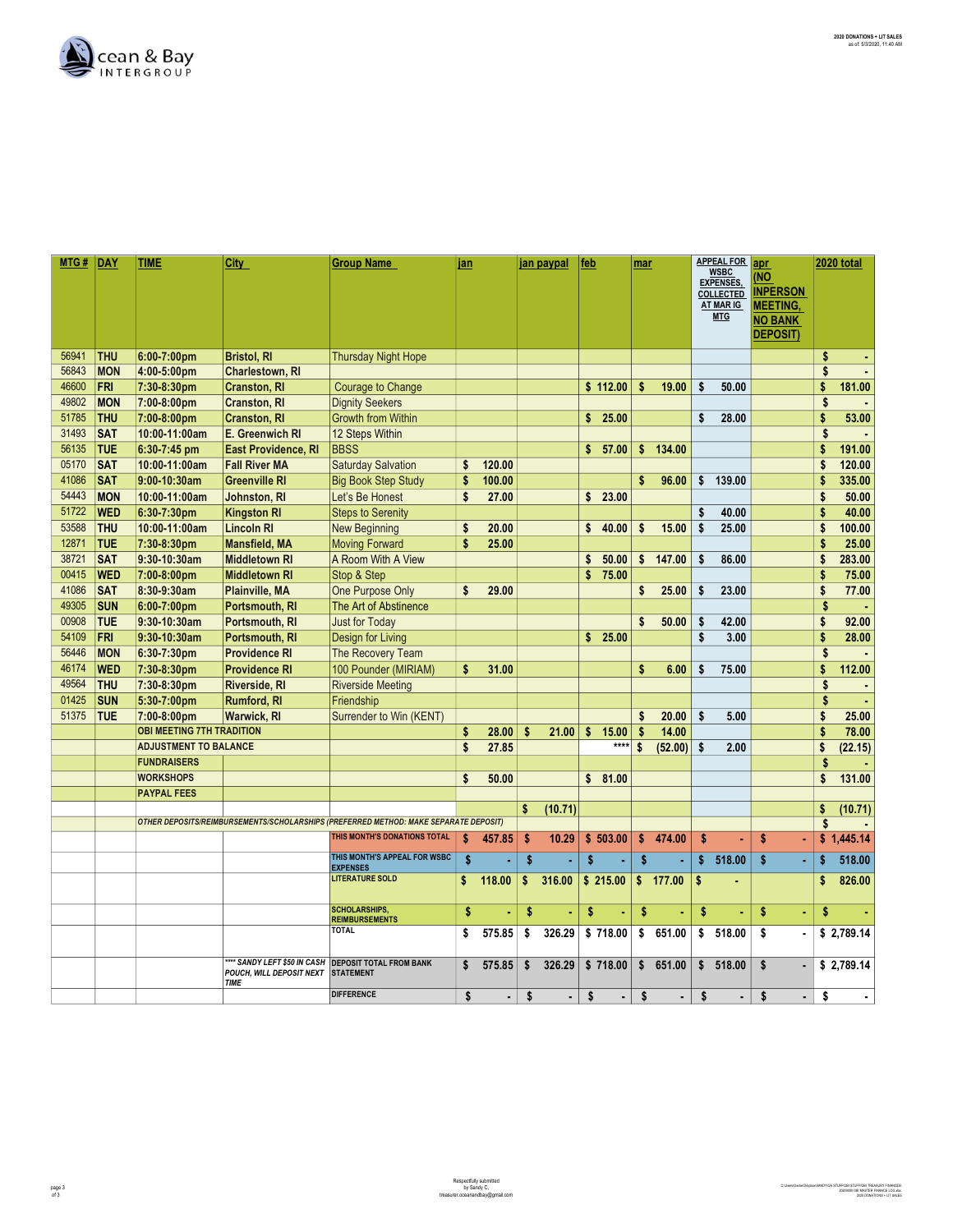| MTG # | DAY | TIME | City | Group Name | jan | jan paypal | feb | mar | APPEAL FOR WSBC EXPENSES, COLLECTED AT MAR IG MTG | apr (NO INPERSON MEETING, NO BANK DEPOSIT) | 2020 total |
|---|---|---|---|---|---|---|---|---|---|---|---|
| 56941 | THU | 6:00-7:00pm | Bristol, RI | Thursday Night Hope | | | | | | | $ - |
| 56843 | MON | 4:00-5:00pm | Charlestown, RI | | | | | | | | $ - |
| 46600 | FRI | 7:30-8:30pm | Cranston, RI | Courage to Change | | | $ 112.00 | $ 19.00 | $ 50.00 | | $ 181.00 |
| 49802 | MON | 7:00-8:00pm | Cranston, RI | Dignity Seekers | | | | | | | $ - |
| 51785 | THU | 7:00-8:00pm | Cranston, RI | Growth from Within | | | $ 25.00 | | $ 28.00 | | $ 53.00 |
| 31493 | SAT | 10:00-11:00am | E. Greenwich RI | 12 Steps Within | | | | | | | $ - |
| 56135 | TUE | 6:30-7:45 pm | East Providence, RI | BBSS | | | $ 57.00 | $ 134.00 | | | $ 191.00 |
| 05170 | SAT | 10:00-11:00am | Fall River MA | Saturday Salvation | $ 120.00 | | | | | | $ 120.00 |
| 41086 | SAT | 9:00-10:30am | Greenville RI | Big Book Step Study | $ 100.00 | | | $ 96.00 | $ 139.00 | | $ 335.00 |
| 54443 | MON | 10:00-11:00am | Johnston, RI | Let's Be Honest | $ 27.00 | | $ 23.00 | | | | $ 50.00 |
| 51722 | WED | 6:30-7:30pm | Kingston RI | Steps to Serenity | | | | | $ 40.00 | | $ 40.00 |
| 53588 | THU | 10:00-11:00am | Lincoln RI | New Beginning | $ 20.00 | | $ 40.00 | $ 15.00 | $ 25.00 | | $ 100.00 |
| 12871 | TUE | 7:30-8:30pm | Mansfield, MA | Moving Forward | $ 25.00 | | | | | | $ 25.00 |
| 38721 | SAT | 9:30-10:30am | Middletown RI | A Room With A View | | | $ 50.00 | $ 147.00 | $ 86.00 | | $ 283.00 |
| 00415 | WED | 7:00-8:00pm | Middletown RI | Stop & Step | | | $ 75.00 | | | | $ 75.00 |
| 41086 | SAT | 8:30-9:30am | Plainville, MA | One Purpose Only | $ 29.00 | | | $ 25.00 | $ 23.00 | | $ 77.00 |
| 49305 | SUN | 6:00-7:00pm | Portsmouth, RI | The Art of Abstinence | | | | | | | $ - |
| 00908 | TUE | 9:30-10:30am | Portsmouth, RI | Just for Today | | | | $ 50.00 | $ 42.00 | | $ 92.00 |
| 54109 | FRI | 9:30-10:30am | Portsmouth, RI | Design for Living | | | $ 25.00 | | $ 3.00 | | $ 28.00 |
| 56446 | MON | 6:30-7:30pm | Providence RI | The Recovery Team | | | | | | | $ - |
| 46174 | WED | 7:30-8:30pm | Providence RI | 100 Pounder (MIRIAM) | $ 31.00 | | | $ 6.00 | $ 75.00 | | $ 112.00 |
| 49564 | THU | 7:30-8:30pm | Riverside, RI | Riverside Meeting | | | | | | | $ - |
| 01425 | SUN | 5:30-7:00pm | Rumford, RI | Friendship | | | | | | | $ - |
| 51375 | TUE | 7:00-8:00pm | Warwick, RI | Surrender to Win (KENT) | | | | $ 20.00 | $ 5.00 | | $ 25.00 |
| | | OBI MEETING 7TH TRADITION | | | $ 28.00 | $ 21.00 | $ 15.00 | $ 14.00 | | | $ 78.00 |
| | | ADJUSTMENT TO BALANCE | | | $ 27.85 | | **** | $ (52.00) | $ 2.00 | | $ (22.15) |
| | | FUNDRAISERS | | | | | | | | | $ - |
| | | WORKSHOPS | | | $ 50.00 | | $ 81.00 | | | | $ 131.00 |
| | | PAYPAL FEES | | | | | | | | | |
| | | | | | | $ (10.71) | | | | | $ (10.71) |
| | | *OTHER DEPOSITS/REIMBURSEMENTS/SCHOLARSHIPS (PREFERRED METHOD: MAKE SEPARATE DEPOSIT)* | | | | | | | | | $ - |
| | | | | THIS MONTH'S DONATIONS TOTAL | $ 457.85 | $ 10.29 | $ 503.00 | $ 474.00 | $ - | $ - | $ 1,445.14 |
| | | | | THIS MONTH'S APPEAL FOR WSBC EXPENSES | $ - | $ - | $ - | $ - | $ 518.00 | $ - | $ 518.00 |
| | | | | LITERATURE SOLD | $ 118.00 | $ 316.00 | $ 215.00 | $ 177.00 | $ - | | $ 826.00 |
| | | | | SCHOLARSHIPS, REIMBURSEMENTS | $ - | $ - | $ - | $ - | $ - | $ - | $ - |
| | | | | TOTAL | $ 575.85 | $ 326.29 | $ 718.00 | $ 651.00 | $ 518.00 | $ - | $ 2,789.14 |
| | | | *\*\*\*\* SANDY LEFT $50 IN CASH POUCH, WILL DEPOSIT NEXT TIME* | DEPOSIT TOTAL FROM BANK STATEMENT | $ 575.85 | $ 326.29 | $ 718.00 | $ 651.00 | $ 518.00 | $ - | $ 2,789.14 |
| | | | | DIFFERENCE | $ - | $ - | $ - | $ - | $ - | $ - | $ - |

Respectfully submitted
by Sandy C,
treasurer.oceanandbay@gmail.com